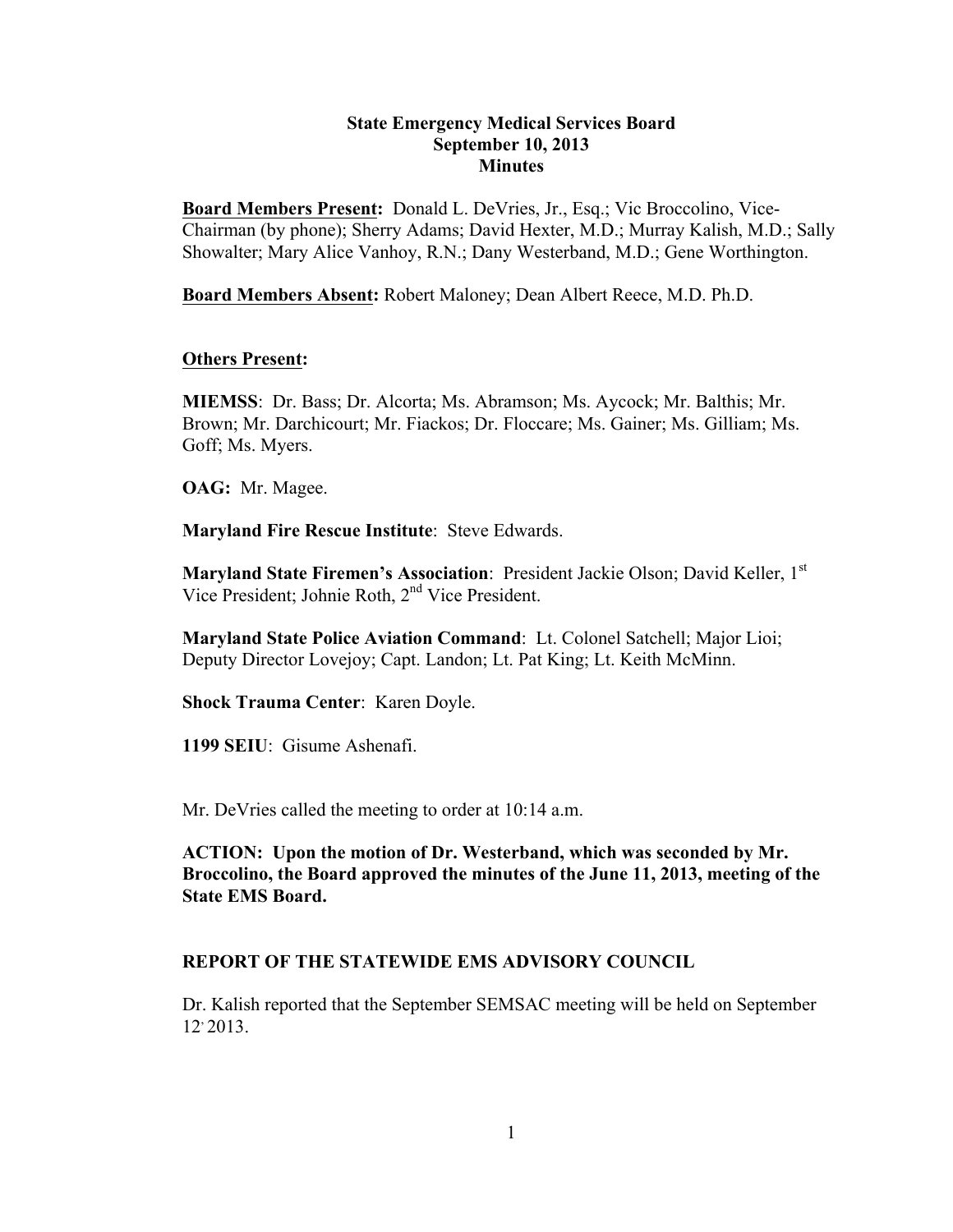# State Emergency Medical Services Board
## September 10, 2013
## Minutes

**Board Members Present:** Donald L. DeVries, Jr., Esq.; Vic Broccolino, Vice-Chairman (by phone); Sherry Adams; David Hexter, M.D.; Murray Kalish, M.D.; Sally Showalter; Mary Alice Vanhoy, R.N.; Dany Westerband, M.D.; Gene Worthington.

**Board Members Absent:** Robert Maloney; Dean Albert Reece, M.D. Ph.D.

**Others Present:**

**MIEMSS**: Dr. Bass; Dr. Alcorta; Ms. Abramson; Ms. Aycock; Mr. Balthis; Mr. Brown; Mr. Darchicourt; Mr. Fiackos; Dr. Floccare; Ms. Gainer; Ms. Gilliam; Ms. Goff; Ms. Myers.

**OAG:** Mr. Magee.

**Maryland Fire Rescue Institute**: Steve Edwards.

**Maryland State Firemen's Association**: President Jackie Olson; David Keller, 1st Vice President; Johnie Roth, 2nd Vice President.

**Maryland State Police Aviation Command**: Lt. Colonel Satchell; Major Lioi; Deputy Director Lovejoy; Capt. Landon; Lt. Pat King; Lt. Keith McMinn.

**Shock Trauma Center**: Karen Doyle.

**1199 SEIU**: Gisume Ashenafi.

Mr. DeVries called the meeting to order at 10:14 a.m.

**ACTION: Upon the motion of Dr. Westerband, which was seconded by Mr. Broccolino, the Board approved the minutes of the June 11, 2013, meeting of the State EMS Board.**

## REPORT OF THE STATEWIDE EMS ADVISORY COUNCIL

Dr. Kalish reported that the September SEMSAC meeting will be held on September 12, 2013.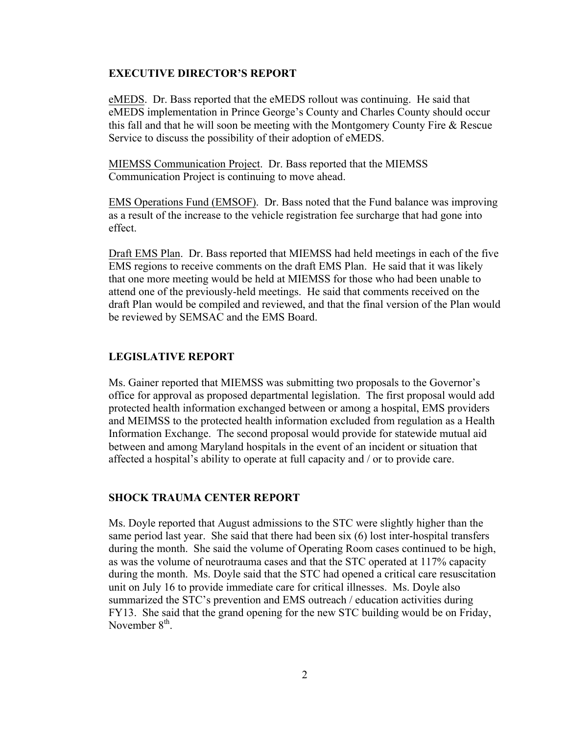## EXECUTIVE DIRECTOR'S REPORT

eMEDS. Dr. Bass reported that the eMEDS rollout was continuing. He said that eMEDS implementation in Prince George's County and Charles County should occur this fall and that he will soon be meeting with the Montgomery County Fire & Rescue Service to discuss the possibility of their adoption of eMEDS.

MIEMSS Communication Project. Dr. Bass reported that the MIEMSS Communication Project is continuing to move ahead.

EMS Operations Fund (EMSOF). Dr. Bass noted that the Fund balance was improving as a result of the increase to the vehicle registration fee surcharge that had gone into effect.

Draft EMS Plan. Dr. Bass reported that MIEMSS had held meetings in each of the five EMS regions to receive comments on the draft EMS Plan. He said that it was likely that one more meeting would be held at MIEMSS for those who had been unable to attend one of the previously-held meetings. He said that comments received on the draft Plan would be compiled and reviewed, and that the final version of the Plan would be reviewed by SEMSAC and the EMS Board.

## LEGISLATIVE REPORT

Ms. Gainer reported that MIEMSS was submitting two proposals to the Governor's office for approval as proposed departmental legislation. The first proposal would add protected health information exchanged between or among a hospital, EMS providers and MEIMSS to the protected health information excluded from regulation as a Health Information Exchange. The second proposal would provide for statewide mutual aid between and among Maryland hospitals in the event of an incident or situation that affected a hospital's ability to operate at full capacity and / or to provide care.

## SHOCK TRAUMA CENTER REPORT

Ms. Doyle reported that August admissions to the STC were slightly higher than the same period last year. She said that there had been six (6) lost inter-hospital transfers during the month. She said the volume of Operating Room cases continued to be high, as was the volume of neurotrauma cases and that the STC operated at 117% capacity during the month. Ms. Doyle said that the STC had opened a critical care resuscitation unit on July 16 to provide immediate care for critical illnesses. Ms. Doyle also summarized the STC's prevention and EMS outreach / education activities during FY13. She said that the grand opening for the new STC building would be on Friday, November 8th.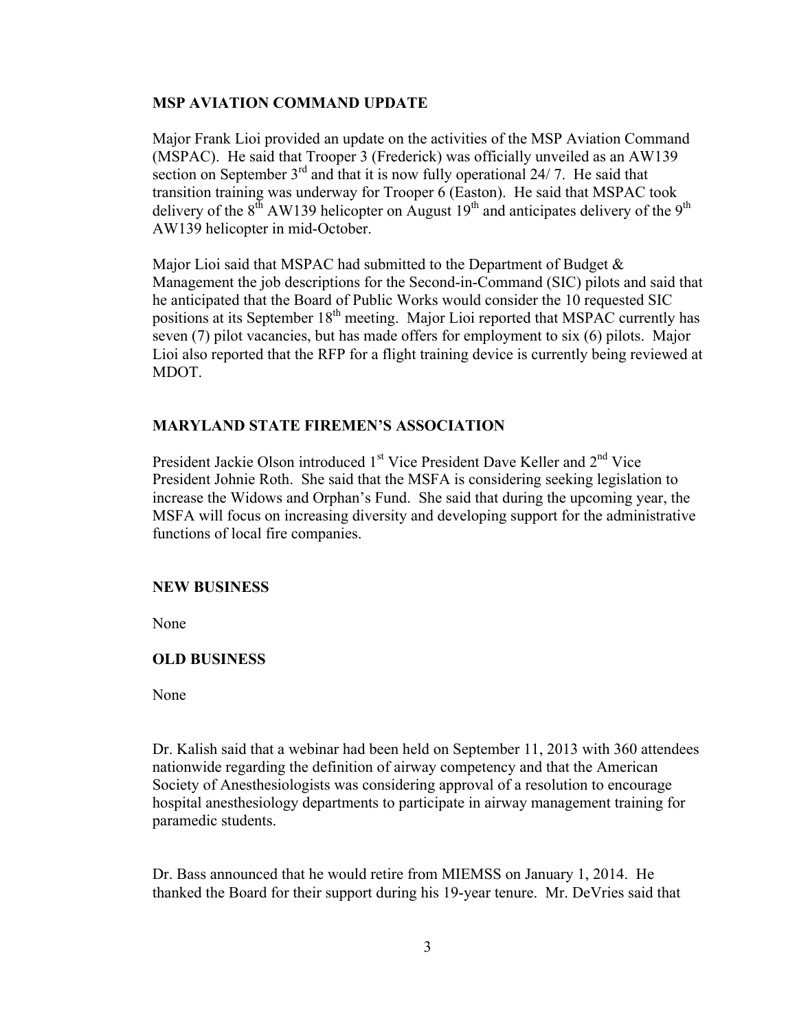## MSP AVIATION COMMAND UPDATE

Major Frank Lioi provided an update on the activities of the MSP Aviation Command (MSPAC). He said that Trooper 3 (Frederick) was officially unveiled as an AW139 section on September 3rd and that it is now fully operational 24/ 7. He said that transition training was underway for Trooper 6 (Easton). He said that MSPAC took delivery of the 8th AW139 helicopter on August 19th and anticipates delivery of the 9th AW139 helicopter in mid-October.

Major Lioi said that MSPAC had submitted to the Department of Budget & Management the job descriptions for the Second-in-Command (SIC) pilots and said that he anticipated that the Board of Public Works would consider the 10 requested SIC positions at its September 18th meeting. Major Lioi reported that MSPAC currently has seven (7) pilot vacancies, but has made offers for employment to six (6) pilots. Major Lioi also reported that the RFP for a flight training device is currently being reviewed at MDOT.

## MARYLAND STATE FIREMEN'S ASSOCIATION

President Jackie Olson introduced 1st Vice President Dave Keller and 2nd Vice President Johnie Roth. She said that the MSFA is considering seeking legislation to increase the Widows and Orphan's Fund. She said that during the upcoming year, the MSFA will focus on increasing diversity and developing support for the administrative functions of local fire companies.

## NEW BUSINESS

None

## OLD BUSINESS

None

Dr. Kalish said that a webinar had been held on September 11, 2013 with 360 attendees nationwide regarding the definition of airway competency and that the American Society of Anesthesiologists was considering approval of a resolution to encourage hospital anesthesiology departments to participate in airway management training for paramedic students.

Dr. Bass announced that he would retire from MIEMSS on January 1, 2014. He thanked the Board for their support during his 19-year tenure. Mr. DeVries said that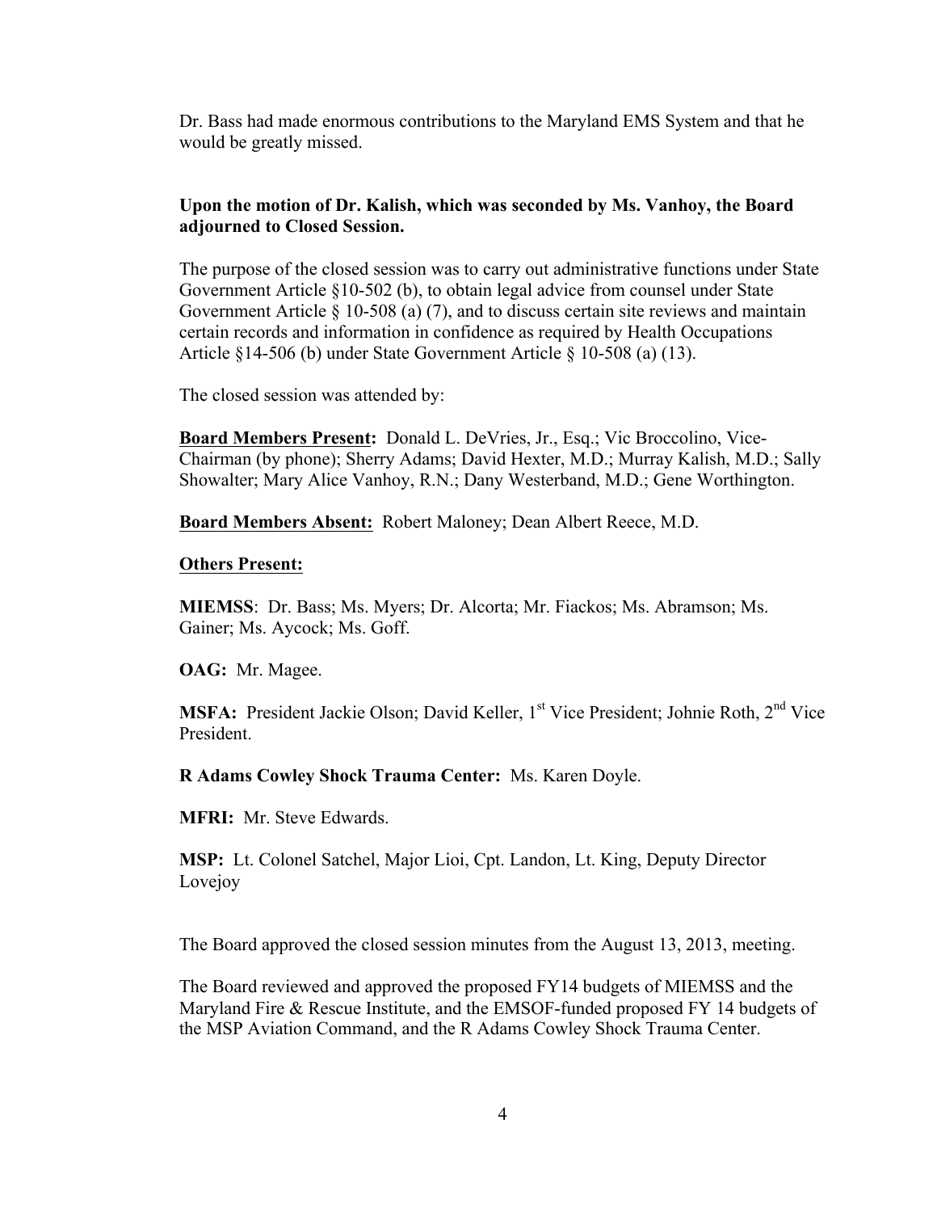Dr. Bass had made enormous contributions to the Maryland EMS System and that he would be greatly missed.

**Upon the motion of Dr. Kalish, which was seconded by Ms. Vanhoy, the Board adjourned to Closed Session.**

The purpose of the closed session was to carry out administrative functions under State Government Article §10-502 (b), to obtain legal advice from counsel under State Government Article § 10-508 (a) (7), and to discuss certain site reviews and maintain certain records and information in confidence as required by Health Occupations Article §14-506 (b) under State Government Article § 10-508 (a) (13).

The closed session was attended by:

**Board Members Present:** Donald L. DeVries, Jr., Esq.; Vic Broccolino, Vice-Chairman (by phone); Sherry Adams; David Hexter, M.D.; Murray Kalish, M.D.; Sally Showalter; Mary Alice Vanhoy, R.N.; Dany Westerband, M.D.; Gene Worthington.

**Board Members Absent:** Robert Maloney; Dean Albert Reece, M.D.

**Others Present:**

**MIEMSS**: Dr. Bass; Ms. Myers; Dr. Alcorta; Mr. Fiackos; Ms. Abramson; Ms. Gainer; Ms. Aycock; Ms. Goff.

**OAG:** Mr. Magee.

**MSFA:** President Jackie Olson; David Keller, 1st Vice President; Johnie Roth, 2nd Vice President.

**R Adams Cowley Shock Trauma Center:** Ms. Karen Doyle.

**MFRI:** Mr. Steve Edwards.

**MSP:** Lt. Colonel Satchel, Major Lioi, Cpt. Landon, Lt. King, Deputy Director Lovejoy

The Board approved the closed session minutes from the August 13, 2013, meeting.

The Board reviewed and approved the proposed FY14 budgets of MIEMSS and the Maryland Fire & Rescue Institute, and the EMSOF-funded proposed FY 14 budgets of the MSP Aviation Command, and the R Adams Cowley Shock Trauma Center.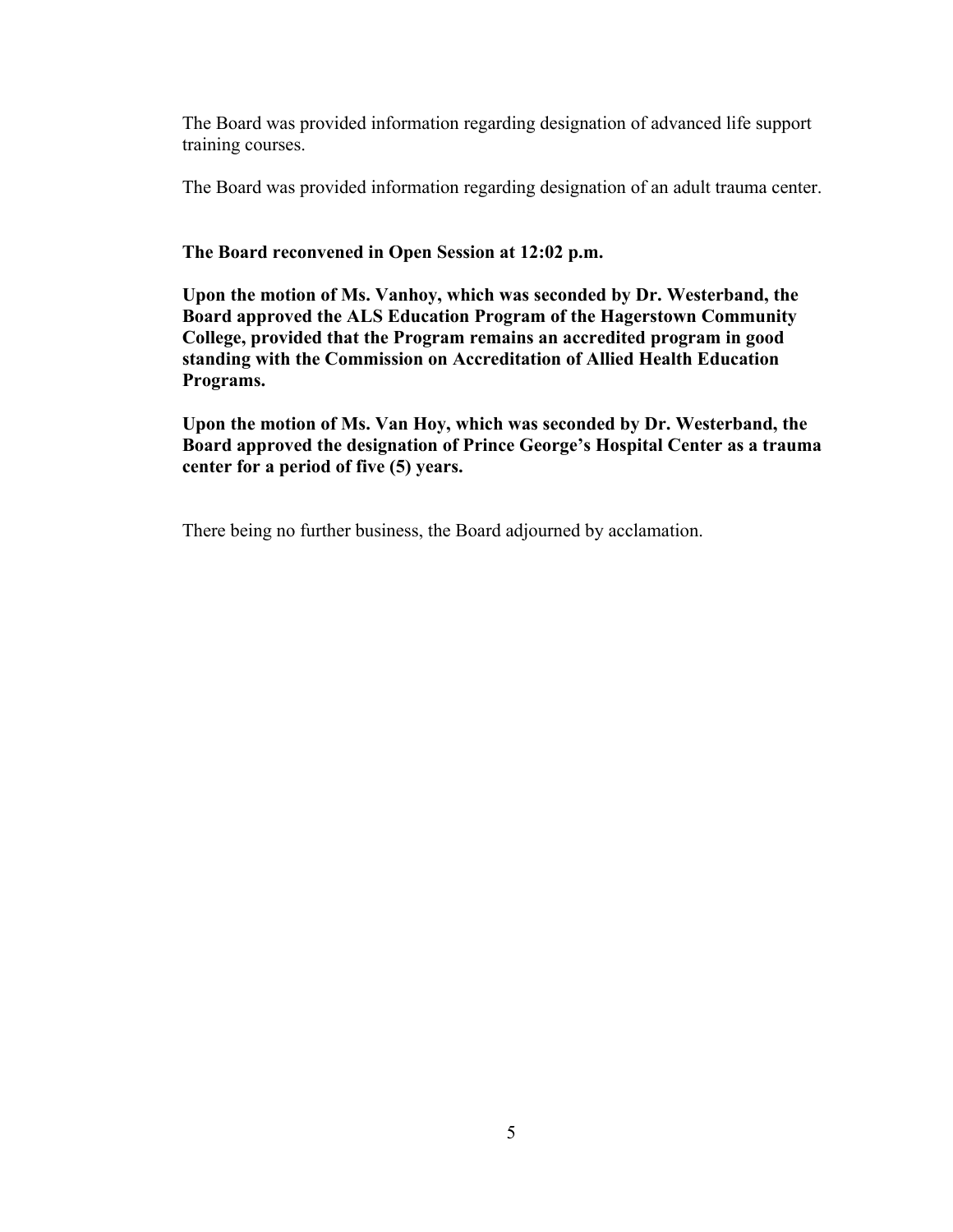The Board was provided information regarding designation of advanced life support training courses.

The Board was provided information regarding designation of an adult trauma center.

**The Board reconvened in Open Session at 12:02 p.m.**

**Upon the motion of Ms. Vanhoy, which was seconded by Dr. Westerband, the Board approved the ALS Education Program of the Hagerstown Community College, provided that the Program remains an accredited program in good standing with the Commission on Accreditation of Allied Health Education Programs.**

**Upon the motion of Ms. Van Hoy, which was seconded by Dr. Westerband, the Board approved the designation of Prince George's Hospital Center as a trauma center for a period of five (5) years.**

There being no further business, the Board adjourned by acclamation.